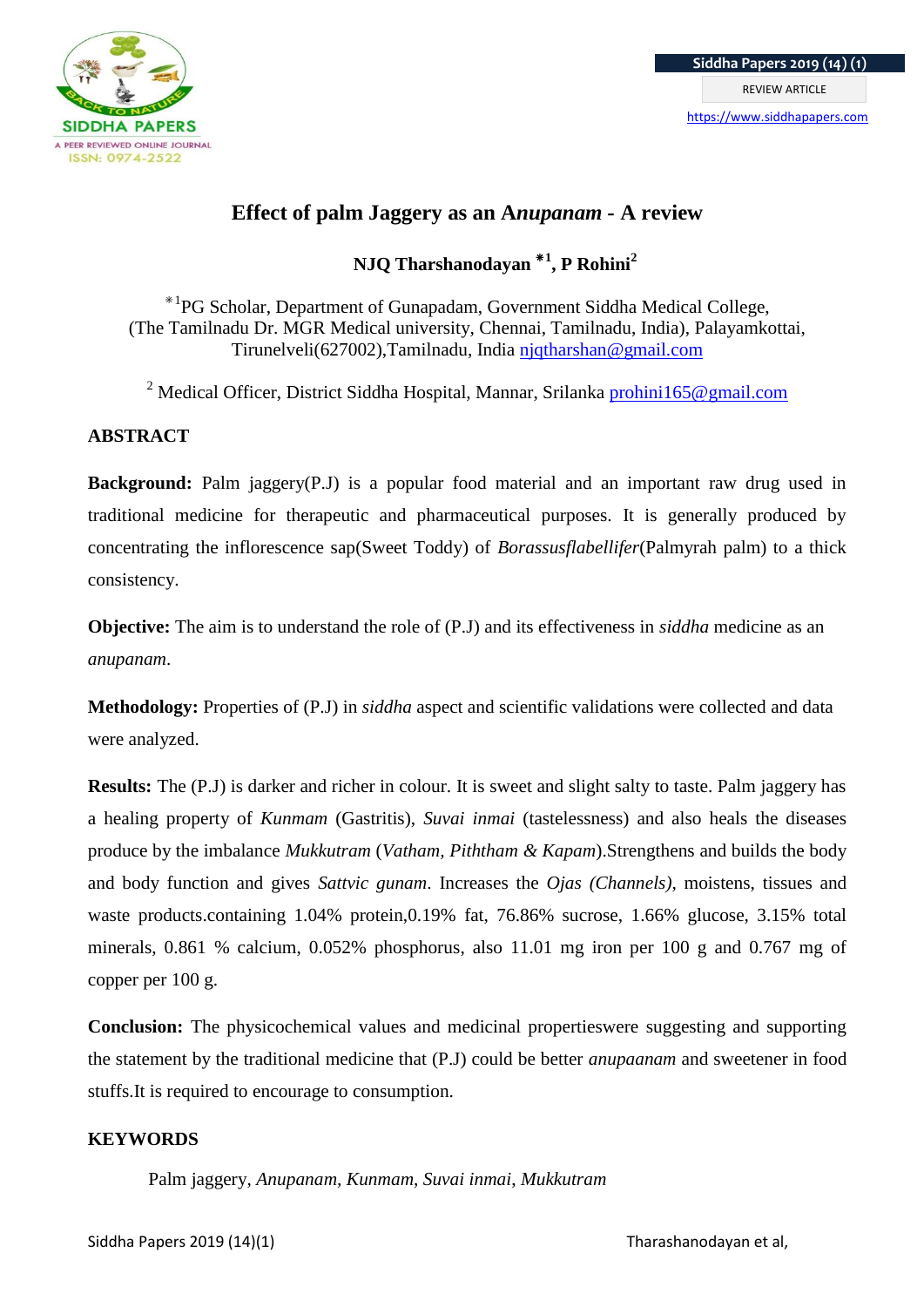# Effect of palm Jaggery as an A*nupanam* - A review

**NJQ Tharshanodayan \*1, P Rohini[2]**

\*[1]PG Scholar, Department of Gunapadam, Government Siddha Medical College, (The Tamilnadu Dr. MGR Medical university, Chennai, Tamilnadu, India), Palayamkottai, Tirunelveli(627002),Tamilnadu, India njqtharshan@gmail.com

[2] Medical Officer, District Siddha Hospital, Mannar, Srilanka prohini165@gmail.com

## ABSTRACT

**Background:** Palm jaggery(P.J) is a popular food material and an important raw drug used in traditional medicine for therapeutic and pharmaceutical purposes. It is generally produced by concentrating the inflorescence sap(Sweet Toddy) of *Borassusflabellifer*(Palmyrah palm) to a thick consistency.

**Objective:** The aim is to understand the role of (P.J) and its effectiveness in *siddha* medicine as an *anupanam*.

**Methodology:** Properties of (P.J) in *siddha* aspect and scientific validations were collected and data were analyzed.

**Results:** The (P.J) is darker and richer in colour. It is sweet and slight salty to taste. Palm jaggery has a healing property of *Kunmam* (Gastritis), *Suvai inmai* (tastelessness) and also heals the diseases produce by the imbalance *Mukkutram* (*Vatham, Piththam & Kapam*).Strengthens and builds the body and body function and gives *Sattvic gunam*. Increases the *Ojas (Channels)*, moistens, tissues and waste products.containing 1.04% protein,0.19% fat, 76.86% sucrose, 1.66% glucose, 3.15% total minerals, 0.861 % calcium, 0.052% phosphorus, also 11.01 mg iron per 100 g and 0.767 mg of copper per 100 g.

**Conclusion:** The physicochemical values and medicinal propertieswere suggesting and supporting the statement by the traditional medicine that (P.J) could be better *anupaanam* and sweetener in food stuffs.It is required to encourage to consumption.

## KEYWORDS

Palm jaggery, *Anupanam*, *Kunmam*, *Suvai inmai*, *Mukkutram*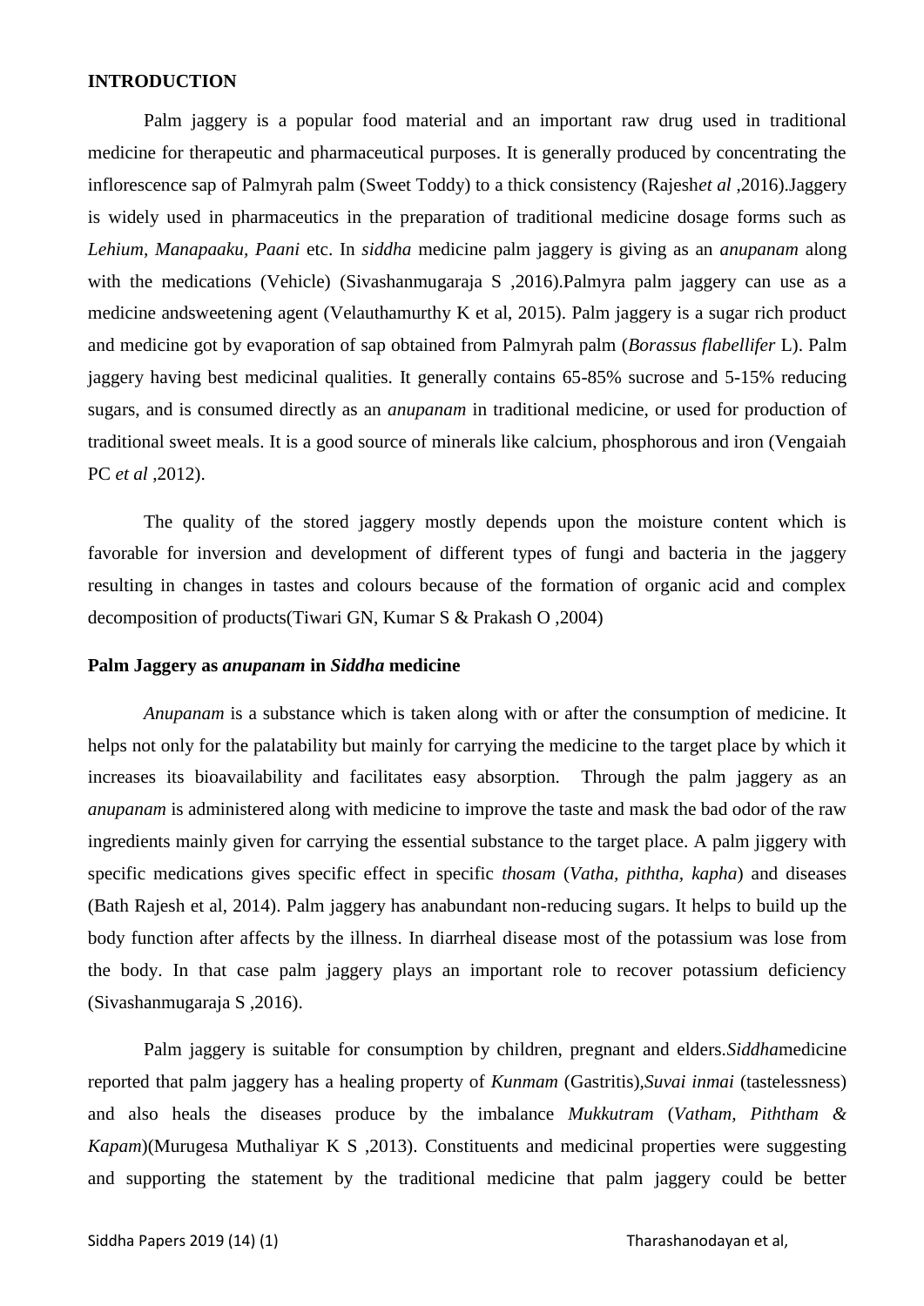**INTRODUCTION**

Palm jaggery is a popular food material and an important raw drug used in traditional medicine for therapeutic and pharmaceutical purposes. It is generally produced by concentrating the inflorescence sap of Palmyrah palm (Sweet Toddy) to a thick consistency (Rajesh*et al* ,2016).Jaggery is widely used in pharmaceutics in the preparation of traditional medicine dosage forms such as *Lehium*, *Manapaaku*, *Paani* etc. In *siddha* medicine palm jaggery is giving as an *anupanam* along with the medications (Vehicle) (Sivashanmugaraja S ,2016).Palmyra palm jaggery can use as a medicine andsweetening agent (Velauthamurthy K et al, 2015). Palm jaggery is a sugar rich product and medicine got by evaporation of sap obtained from Palmyrah palm (*Borassus flabellifer* L). Palm jaggery having best medicinal qualities. It generally contains 65-85% sucrose and 5-15% reducing sugars, and is consumed directly as an *anupanam* in traditional medicine, or used for production of traditional sweet meals. It is a good source of minerals like calcium, phosphorous and iron (Vengaiah PC *et al* ,2012).

The quality of the stored jaggery mostly depends upon the moisture content which is favorable for inversion and development of different types of fungi and bacteria in the jaggery resulting in changes in tastes and colours because of the formation of organic acid and complex decomposition of products(Tiwari GN, Kumar S & Prakash O ,2004)

**Palm Jaggery as *anupanam* in *Siddha* medicine**

*Anupanam* is a substance which is taken along with or after the consumption of medicine. It helps not only for the palatability but mainly for carrying the medicine to the target place by which it increases its bioavailability and facilitates easy absorption. Through the palm jaggery as an *anupanam* is administered along with medicine to improve the taste and mask the bad odor of the raw ingredients mainly given for carrying the essential substance to the target place. A palm jiggery with specific medications gives specific effect in specific *thosam* (*Vatha, piththa, kapha*) and diseases (Bath Rajesh et al, 2014). Palm jaggery has anabundant non-reducing sugars. It helps to build up the body function after affects by the illness. In diarrheal disease most of the potassium was lose from the body. In that case palm jaggery plays an important role to recover potassium deficiency (Sivashanmugaraja S ,2016).

Palm jaggery is suitable for consumption by children, pregnant and elders.*Siddha*medicine reported that palm jaggery has a healing property of *Kunmam* (Gastritis),*Suvai inmai* (tastelessness) and also heals the diseases produce by the imbalance *Mukkutram* (*Vatham*, *Piththam & Kapam*)(Murugesa Muthaliyar K S ,2013). Constituents and medicinal properties were suggesting and supporting the statement by the traditional medicine that palm jaggery could be better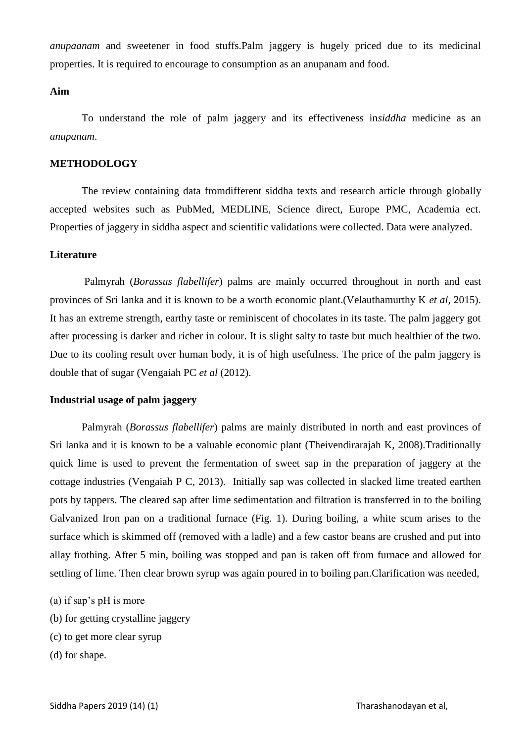*anupaanam* and sweetener in food stuffs.Palm jaggery is hugely priced due to its medicinal properties. It is required to encourage to consumption as an anupanam and food.

**Aim**

To understand the role of palm jaggery and its effectiveness in*siddha* medicine as an *anupanam*.

**METHODOLOGY**

The review containing data fromdifferent siddha texts and research article through globally accepted websites such as PubMed, MEDLINE, Science direct, Europe PMC, Academia ect. Properties of jaggery in siddha aspect and scientific validations were collected. Data were analyzed.

**Literature**

Palmyrah (*Borassus flabellifer*) palms are mainly occurred throughout in north and east provinces of Sri lanka and it is known to be a worth economic plant.(Velauthamurthy K *et al*, 2015). It has an extreme strength, earthy taste or reminiscent of chocolates in its taste. The palm jaggery got after processing is darker and richer in colour. It is slight salty to taste but much healthier of the two. Due to its cooling result over human body, it is of high usefulness. The price of the palm jaggery is double that of sugar (Vengaiah PC *et al* (2012).

**Industrial usage of palm jaggery**

Palmyrah (*Borassus flabellifer*) palms are mainly distributed in north and east provinces of Sri lanka and it is known to be a valuable economic plant (Theivendirarajah K, 2008).Traditionally quick lime is used to prevent the fermentation of sweet sap in the preparation of jaggery at the cottage industries (Vengaiah P C, 2013). Initially sap was collected in slacked lime treated earthen pots by tappers. The cleared sap after lime sedimentation and filtration is transferred in to the boiling Galvanized Iron pan on a traditional furnace (Fig. 1). During boiling, a white scum arises to the surface which is skimmed off (removed with a ladle) and a few castor beans are crushed and put into allay frothing. After 5 min, boiling was stopped and pan is taken off from furnace and allowed for settling of lime. Then clear brown syrup was again poured in to boiling pan.Clarification was needed,

(a) if sap's pH is more
(b) for getting crystalline jaggery
(c) to get more clear syrup
(d) for shape.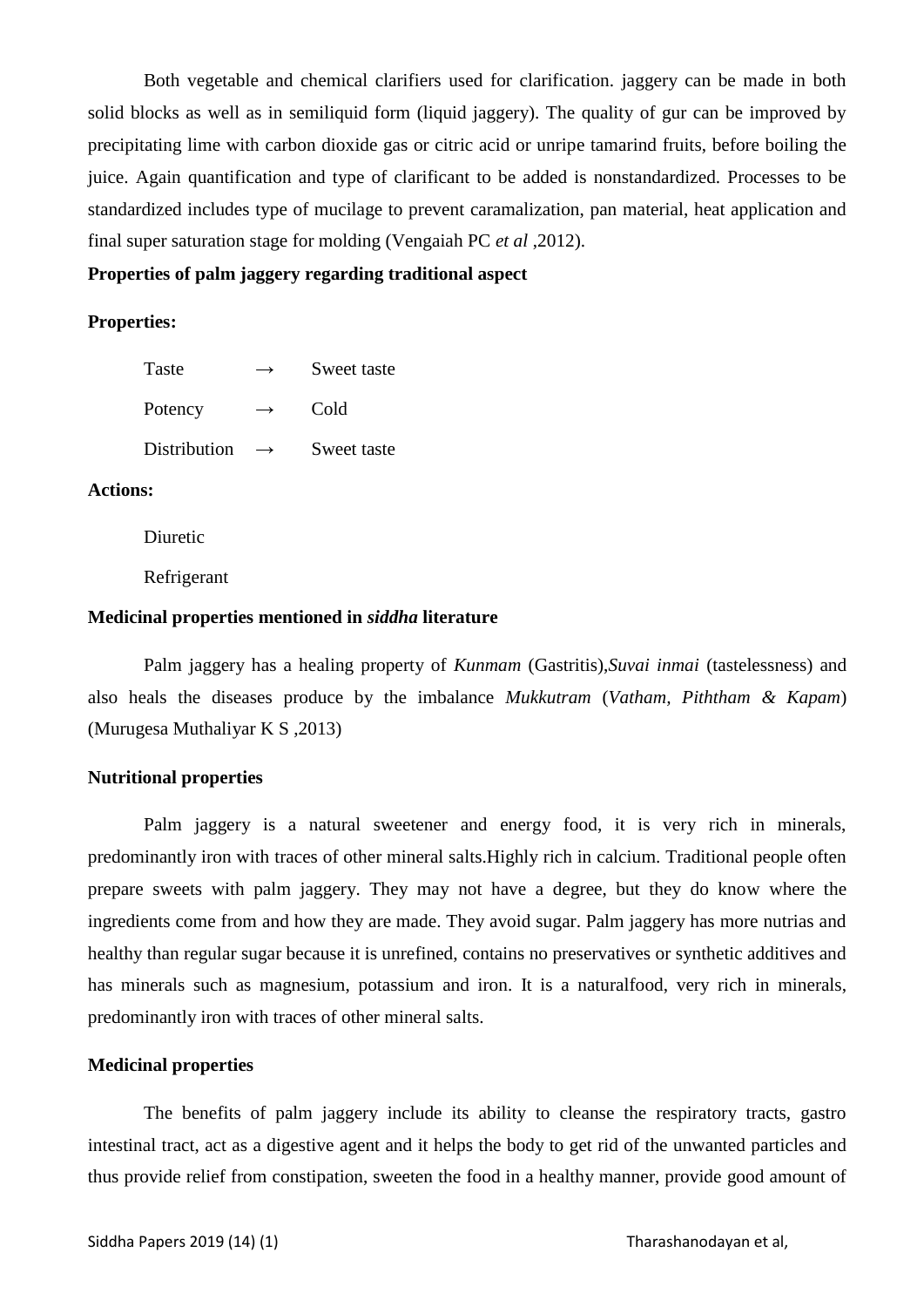Both vegetable and chemical clarifiers used for clarification. jaggery can be made in both solid blocks as well as in semiliquid form (liquid jaggery). The quality of gur can be improved by precipitating lime with carbon dioxide gas or citric acid or unripe tamarind fruits, before boiling the juice. Again quantification and type of clarificant to be added is nonstandardized. Processes to be standardized includes type of mucilage to prevent caramalization, pan material, heat application and final super saturation stage for molding (Vengaiah PC *et al* ,2012).

**Properties of palm jaggery regarding traditional aspect**

**Properties:**

Taste → Sweet taste

Potency → Cold

Distribution → Sweet taste

**Actions:**

Diuretic

Refrigerant

**Medicinal properties mentioned in *siddha* literature**

Palm jaggery has a healing property of *Kunmam* (Gastritis),*Suvai inmai* (tastelessness) and also heals the diseases produce by the imbalance *Mukkutram* (*Vatham, Piththam & Kapam*) (Murugesa Muthaliyar K S ,2013)

**Nutritional properties**

Palm jaggery is a natural sweetener and energy food, it is very rich in minerals, predominantly iron with traces of other mineral salts.Highly rich in calcium. Traditional people often prepare sweets with palm jaggery. They may not have a degree, but they do know where the ingredients come from and how they are made. They avoid sugar. Palm jaggery has more nutrias and healthy than regular sugar because it is unrefined, contains no preservatives or synthetic additives and has minerals such as magnesium, potassium and iron. It is a naturalfood, very rich in minerals, predominantly iron with traces of other mineral salts.

**Medicinal properties**

The benefits of palm jaggery include its ability to cleanse the respiratory tracts, gastro intestinal tract, act as a digestive agent and it helps the body to get rid of the unwanted particles and thus provide relief from constipation, sweeten the food in a healthy manner, provide good amount of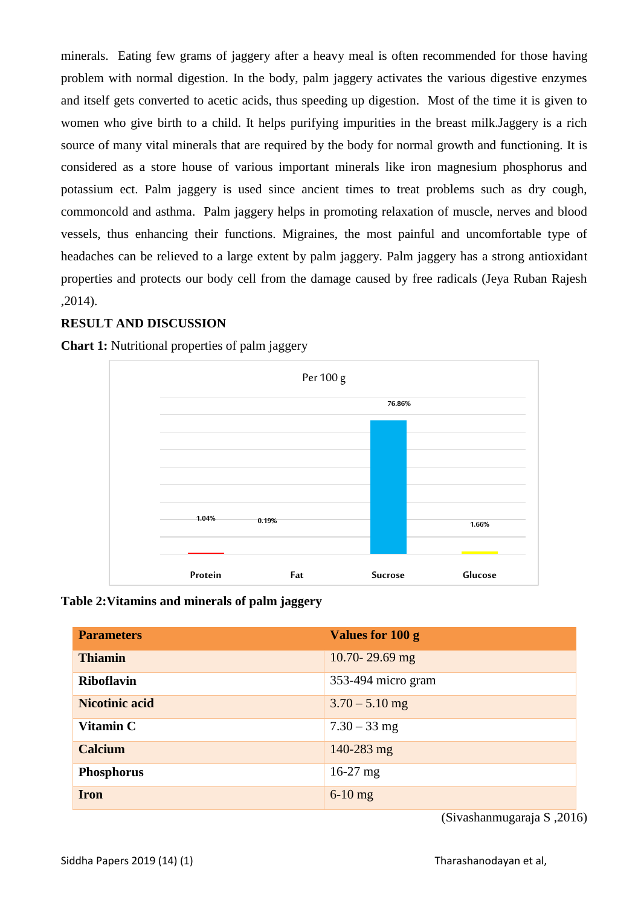minerals. Eating few grams of jaggery after a heavy meal is often recommended for those having problem with normal digestion. In the body, palm jaggery activates the various digestive enzymes and itself gets converted to acetic acids, thus speeding up digestion. Most of the time it is given to women who give birth to a child. It helps purifying impurities in the breast milk.Jaggery is a rich source of many vital minerals that are required by the body for normal growth and functioning. It is considered as a store house of various important minerals like iron magnesium phosphorus and potassium ect. Palm jaggery is used since ancient times to treat problems such as dry cough, commoncold and asthma. Palm jaggery helps in promoting relaxation of muscle, nerves and blood vessels, thus enhancing their functions. Migraines, the most painful and uncomfortable type of headaches can be relieved to a large extent by palm jaggery. Palm jaggery has a strong antioxidant properties and protects our body cell from the damage caused by free radicals (Jeya Ruban Rajesh ,2014).

## RESULT AND DISCUSSION

**Chart 1:** Nutritional properties of palm jaggery

Per 100 g

| | Protein | Fat | Sucrose | Glucose |
|---|---|---|---|---|
| Per 100 g | 1.04% | 0.19% | 76.86% | 1.66% |

**Table 2:Vitamins and minerals of palm jaggery**

| Parameters | Values for 100 g |
|---|---|
| **Thiamin** | 10.70- 29.69 mg |
| **Riboflavin** | 353-494 micro gram |
| **Nicotinic acid** | 3.70 – 5.10 mg |
| **Vitamin C** | 7.30 – 33 mg |
| **Calcium** | 140-283 mg |
| **Phosphorus** | 16-27 mg |
| **Iron** | 6-10 mg |

(Sivashanmugaraja S ,2016)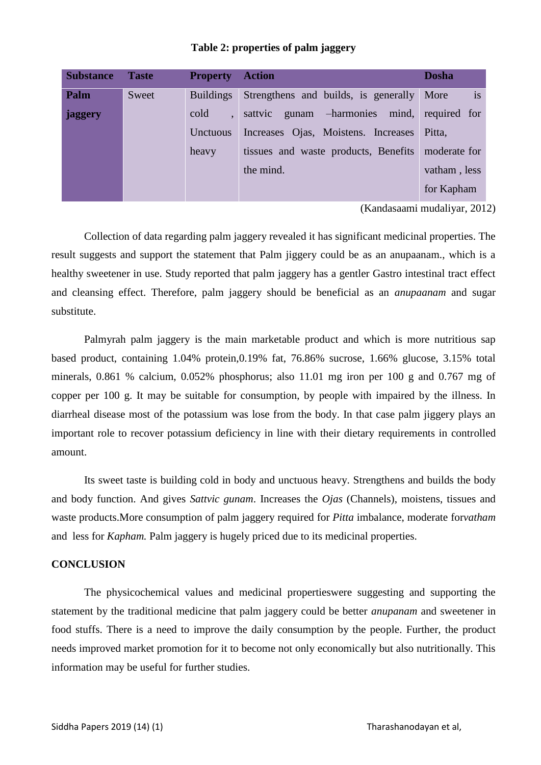**Table 2: properties of palm jaggery**

| Substance | Taste | Property | Action | Dosha |
|---|---|---|---|---|
| **Palm jaggery** | Sweet | Buildings cold , Unctuous heavy | Strengthens and builds, is generally sattvic gunam –harmonies mind, Increases Ojas, Moistens. Increases tissues and waste products, Benefits the mind. | More is required for Pitta, moderate for vatham , less for Kapham |

(Kandasaami mudaliyar, 2012)

Collection of data regarding palm jaggery revealed it has significant medicinal properties. The result suggests and support the statement that Palm jiggery could be as an anupaanam., which is a healthy sweetener in use. Study reported that palm jaggery has a gentler Gastro intestinal tract effect and cleansing effect. Therefore, palm jaggery should be beneficial as an *anupaanam* and sugar substitute.

Palmyrah palm jaggery is the main marketable product and which is more nutritious sap based product, containing 1.04% protein,0.19% fat, 76.86% sucrose, 1.66% glucose, 3.15% total minerals, 0.861 % calcium, 0.052% phosphorus; also 11.01 mg iron per 100 g and 0.767 mg of copper per 100 g. It may be suitable for consumption, by people with impaired by the illness. In diarrheal disease most of the potassium was lose from the body. In that case palm jiggery plays an important role to recover potassium deficiency in line with their dietary requirements in controlled amount.

Its sweet taste is building cold in body and unctuous heavy. Strengthens and builds the body and body function. And gives *Sattvic gunam*. Increases the *Ojas* (Channels), moistens, tissues and waste products.More consumption of palm jaggery required for *Pitta* imbalance, moderate for*vatham* and less for *Kapham.* Palm jaggery is hugely priced due to its medicinal properties.

## CONCLUSION

The physicochemical values and medicinal propertieswere suggesting and supporting the statement by the traditional medicine that palm jaggery could be better *anupanam* and sweetener in food stuffs. There is a need to improve the daily consumption by the people. Further, the product needs improved market promotion for it to become not only economically but also nutritionally. This information may be useful for further studies.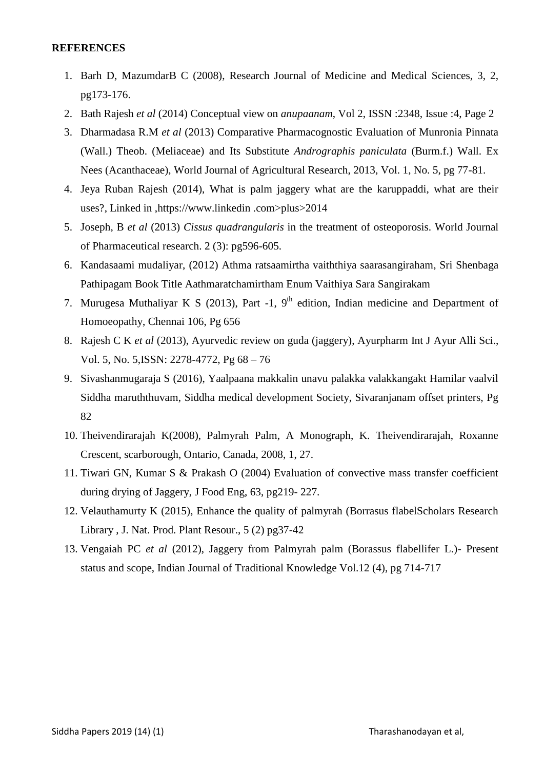**REFERENCES**

1. Barh D, MazumdarB C (2008), Research Journal of Medicine and Medical Sciences, 3, 2, pg173-176.
2. Bath Rajesh *et al* (2014) Conceptual view on *anupaanam*, Vol 2, ISSN :2348, Issue :4, Page 2
3. Dharmadasa R.M *et al* (2013) Comparative Pharmacognostic Evaluation of Munronia Pinnata (Wall.) Theob. (Meliaceae) and Its Substitute *Andrographis paniculata* (Burm.f.) Wall. Ex Nees (Acanthaceae), World Journal of Agricultural Research, 2013, Vol. 1, No. 5, pg 77-81.
4. Jeya Ruban Rajesh (2014), What is palm jaggery what are the karuppaddi, what are their uses?, Linked in ,https://www.linkedin .com>plus>2014
5. Joseph, B *et al* (2013) *Cissus quadrangularis* in the treatment of osteoporosis. World Journal of Pharmaceutical research. 2 (3): pg596-605.
6. Kandasaami mudaliyar, (2012) Athma ratsaamirtha vaiththiya saarasangiraham, Sri Shenbaga Pathipagam Book Title Aathmaratchamirtham Enum Vaithiya Sara Sangirakam
7. Murugesa Muthaliyar K S (2013), Part -1, 9th edition, Indian medicine and Department of Homoeopathy, Chennai 106, Pg 656
8. Rajesh C K *et al* (2013), Ayurvedic review on guda (jaggery), Ayurpharm Int J Ayur Alli Sci., Vol. 5, No. 5,ISSN: 2278-4772, Pg 68 – 76
9. Sivashanmugaraja S (2016), Yaalpaana makkalin unavu palakka valakkangakt Hamilar vaalvil Siddha maruththuvam, Siddha medical development Society, Sivaranjanam offset printers, Pg 82
10. Theivendirarajah K(2008), Palmyrah Palm, A Monograph, K. Theivendirarajah, Roxanne Crescent, scarborough, Ontario, Canada, 2008, 1, 27.
11. Tiwari GN, Kumar S & Prakash O (2004) Evaluation of convective mass transfer coefficient during drying of Jaggery, J Food Eng, 63, pg219- 227.
12. Velauthamurty K (2015), Enhance the quality of palmyrah (Borrasus flabelScholars Research Library , J. Nat. Prod. Plant Resour., 5 (2) pg37-42
13. Vengaiah PC *et al* (2012), Jaggery from Palmyrah palm (Borassus flabellifer L.)- Present status and scope, Indian Journal of Traditional Knowledge Vol.12 (4), pg 714-717